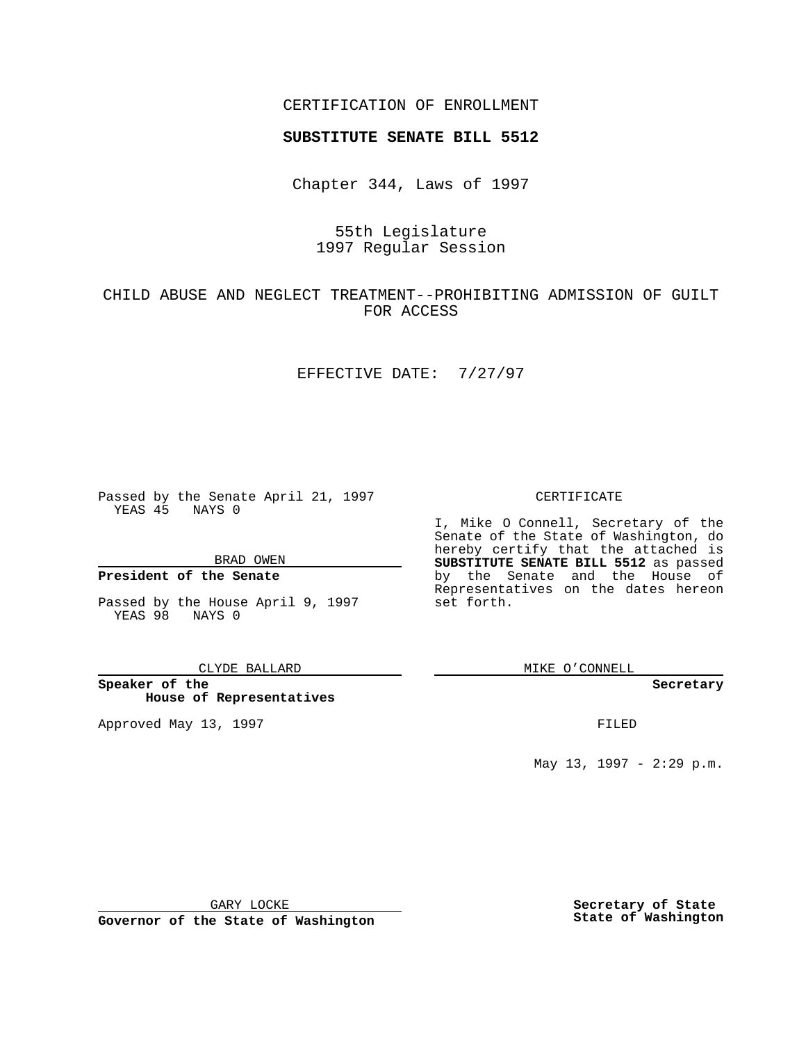CERTIFICATION OF ENROLLMENT

**SUBSTITUTE SENATE BILL 5512**

Chapter 344, Laws of 1997

55th Legislature
1997 Regular Session

CHILD ABUSE AND NEGLECT TREATMENT--PROHIBITING ADMISSION OF GUILT FOR ACCESS

EFFECTIVE DATE: 7/27/97

Passed by the Senate April 21, 1997
YEAS 45 NAYS 0

BRAD OWEN

**President of the Senate**

Passed by the House April 9, 1997
YEAS 98 NAYS 0

CLYDE BALLARD

**Speaker of the House of Representatives**

Approved May 13, 1997

GARY LOCKE

**Governor of the State of Washington**

CERTIFICATE

I, Mike O Connell, Secretary of the Senate of the State of Washington, do hereby certify that the attached is **SUBSTITUTE SENATE BILL 5512** as passed by the Senate and the House of Representatives on the dates hereon set forth.

MIKE O'CONNELL

**Secretary**

FILED

May 13, 1997 - 2:29 p.m.

**Secretary of State**
**State of Washington**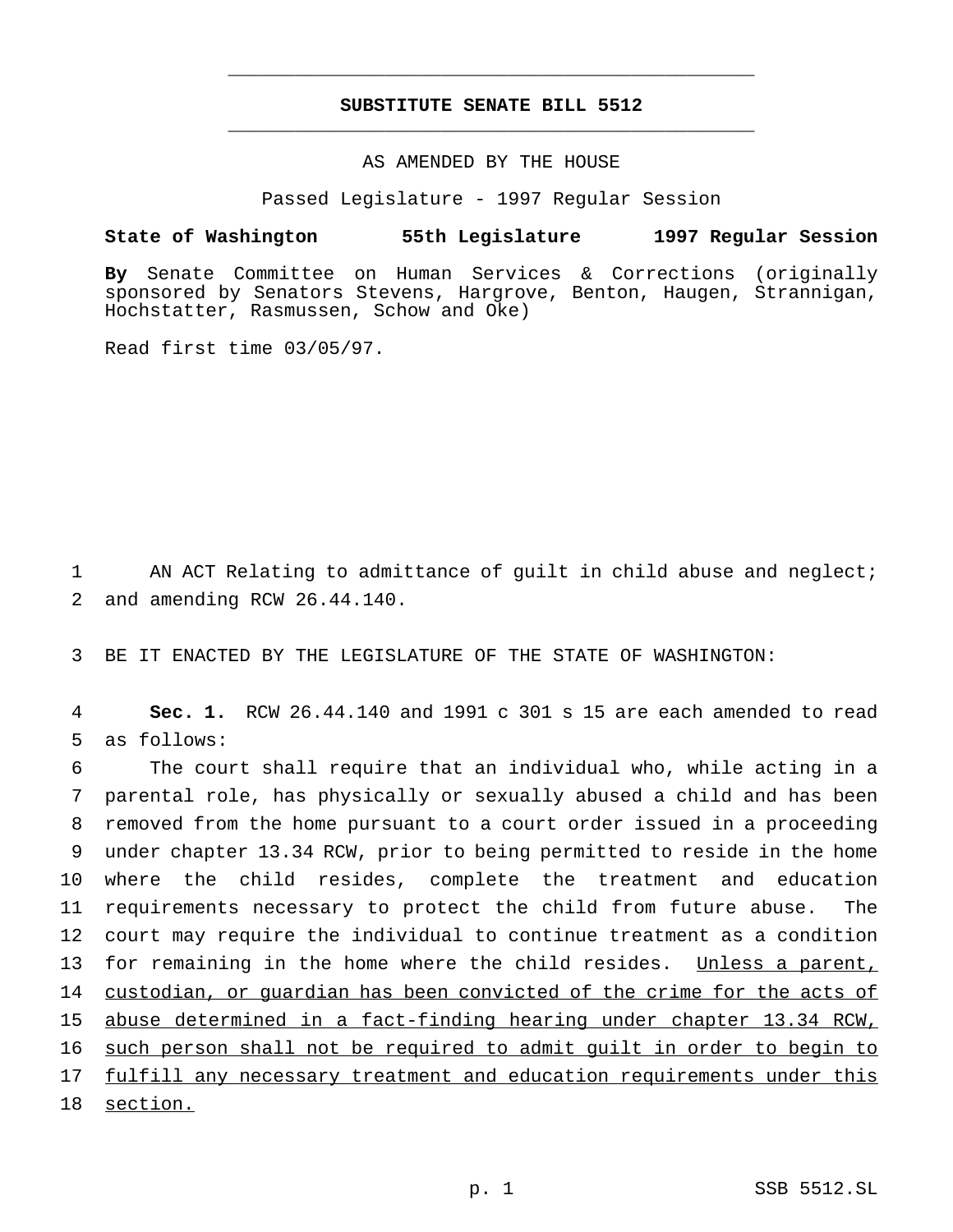# SUBSTITUTE SENATE BILL 5512

AS AMENDED BY THE HOUSE

Passed Legislature - 1997 Regular Session

**State of Washington 55th Legislature 1997 Regular Session**

**By** Senate Committee on Human Services & Corrections (originally sponsored by Senators Stevens, Hargrove, Benton, Haugen, Strannigan, Hochstatter, Rasmussen, Schow and Oke)

Read first time 03/05/97.

AN ACT Relating to admittance of guilt in child abuse and neglect; and amending RCW 26.44.140.

BE IT ENACTED BY THE LEGISLATURE OF THE STATE OF WASHINGTON:

**Sec. 1.** RCW 26.44.140 and 1991 c 301 s 15 are each amended to read as follows:

The court shall require that an individual who, while acting in a parental role, has physically or sexually abused a child and has been removed from the home pursuant to a court order issued in a proceeding under chapter 13.34 RCW, prior to being permitted to reside in the home where the child resides, complete the treatment and education requirements necessary to protect the child from future abuse. The court may require the individual to continue treatment as a condition for remaining in the home where the child resides. <u>Unless a parent, custodian, or guardian has been convicted of the crime for the acts of abuse determined in a fact-finding hearing under chapter 13.34 RCW, such person shall not be required to admit guilt in order to begin to fulfill any necessary treatment and education requirements under this section.</u>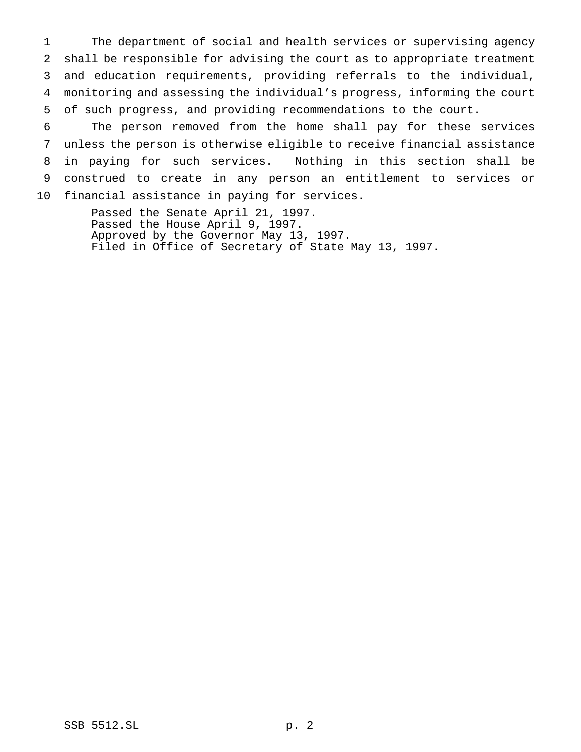The department of social and health services or supervising agency shall be responsible for advising the court as to appropriate treatment and education requirements, providing referrals to the individual, monitoring and assessing the individual's progress, informing the court of such progress, and providing recommendations to the court.

The person removed from the home shall pay for these services unless the person is otherwise eligible to receive financial assistance in paying for such services. Nothing in this section shall be construed to create in any person an entitlement to services or financial assistance in paying for services.

Passed the Senate April 21, 1997.
Passed the House April 9, 1997.
Approved by the Governor May 13, 1997.
Filed in Office of Secretary of State May 13, 1997.